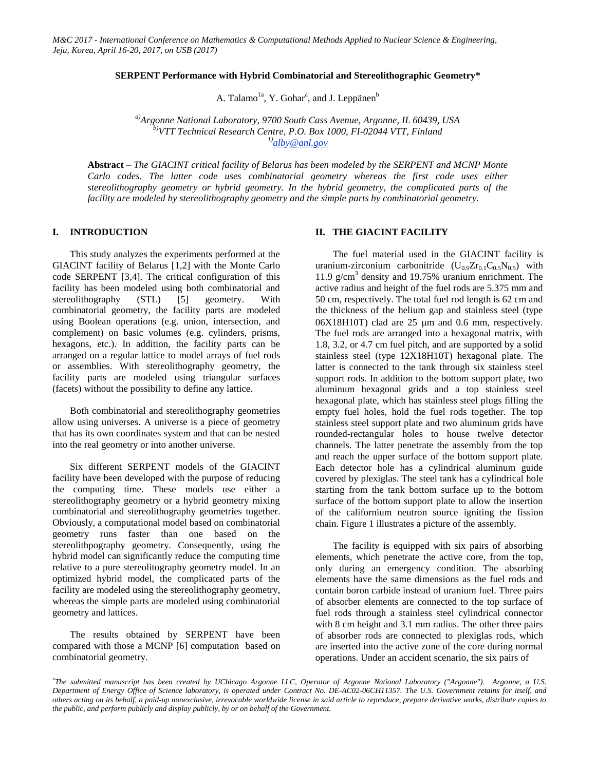# SERPENT Performance with Hybrid Combinatorial and Stereolithographic Geometry*

A. Talamo[1a], Y. Gohar[a], and J. Leppänen[b]

*[a)]Argonne National Laboratory, 9700 South Cass Avenue, Argonne, IL 60439, USA*
*[b)]VTT Technical Research Centre, P.O. Box 1000, FI-02044 VTT, Finland*
*[1)]alby@anl.gov*

**Abstract** – *The GIACINT critical facility of Belarus has been modeled by the SERPENT and MCNP Monte Carlo codes. The latter code uses combinatorial geometry whereas the first code uses either stereolithography geometry or hybrid geometry. In the hybrid geometry, the complicated parts of the facility are modeled by stereolithography geometry and the simple parts by combinatorial geometry.*

## I. INTRODUCTION

This study analyzes the experiments performed at the GIACINT facility of Belarus [1,2] with the Monte Carlo code SERPENT [3,4]. The critical configuration of this facility has been modeled using both combinatorial and stereolithography (STL) [5] geometry. With combinatorial geometry, the facility parts are modeled using Boolean operations (e.g. union, intersection, and complement) on basic volumes (e.g. cylinders, prisms, hexagons, etc.). In addition, the facility parts can be arranged on a regular lattice to model arrays of fuel rods or assemblies. With stereolithography geometry, the facility parts are modeled using triangular surfaces (facets) without the possibility to define any lattice.

Both combinatorial and stereolithography geometries allow using universes. A universe is a piece of geometry that has its own coordinates system and that can be nested into the real geometry or into another universe.

Six different SERPENT models of the GIACINT facility have been developed with the purpose of reducing the computing time. These models use either a stereolithography geometry or a hybrid geometry mixing combinatorial and stereolithography geometries together. Obviously, a computational model based on combinatorial geometry runs faster than one based on the stereolithpography geometry. Consequently, using the hybrid model can significantly reduce the computing time relative to a pure stereolitography geometry model. In an optimized hybrid model, the complicated parts of the facility are modeled using the stereolithography geometry, whereas the simple parts are modeled using combinatorial geometry and lattices.

The results obtained by SERPENT have been compared with those a MCNP [6] computation based on combinatorial geometry.

## II. THE GIACINT FACILITY

The fuel material used in the GIACINT facility is uranium-zirconium carbonitride ($U_{0.9}Zr_{0.1}C_{0.5}N_{0.5}$) with 11.9 g/cm$^3$ density and 19.75% uranium enrichment. The active radius and height of the fuel rods are 5.375 mm and 50 cm, respectively. The total fuel rod length is 62 cm and the thickness of the helium gap and stainless steel (type 06X18H10T) clad are 25 μm and 0.6 mm, respectively. The fuel rods are arranged into a hexagonal matrix, with 1.8, 3.2, or 4.7 cm fuel pitch, and are supported by a solid stainless steel (type 12X18H10T) hexagonal plate. The latter is connected to the tank through six stainless steel support rods. In addition to the bottom support plate, two aluminum hexagonal grids and a top stainless steel hexagonal plate, which has stainless steel plugs filling the empty fuel holes, hold the fuel rods together. The top stainless steel support plate and two aluminum grids have rounded-rectangular holes to house twelve detector channels. The latter penetrate the assembly from the top and reach the upper surface of the bottom support plate. Each detector hole has a cylindrical aluminum guide covered by plexiglas. The steel tank has a cylindrical hole starting from the tank bottom surface up to the bottom surface of the bottom support plate to allow the insertion of the californium neutron source igniting the fission chain. Figure 1 illustrates a picture of the assembly.

The facility is equipped with six pairs of absorbing elements, which penetrate the active core, from the top, only during an emergency condition. The absorbing elements have the same dimensions as the fuel rods and contain boron carbide instead of uranium fuel. Three pairs of absorber elements are connected to the top surface of fuel rods through a stainless steel cylindrical connector with 8 cm height and 3.1 mm radius. The other three pairs of absorber rods are connected to plexiglas rods, which are inserted into the active zone of the core during normal operations. Under an accident scenario, the six pairs of

*The submitted manuscript has been created by UChicago Argonne LLC, Operator of Argonne National Laboratory ("Argonne"). Argonne, a U.S. Department of Energy Office of Science laboratory, is operated under Contract No. DE-AC02-06CH11357. The U.S. Government retains for itself, and others acting on its behalf, a paid-up nonexclusive, irrevocable worldwide license in said article to reproduce, prepare derivative works, distribute copies to the public, and perform publicly and display publicly, by or on behalf of the Government.*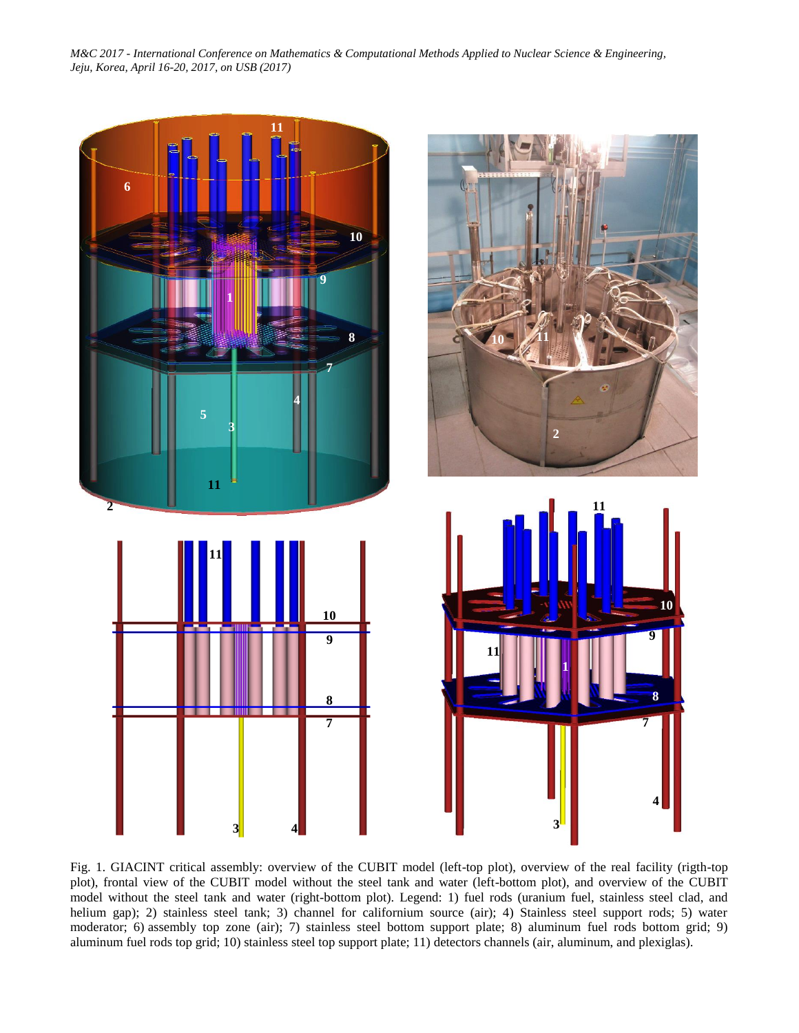Fig. 1. GIACINT critical assembly: overview of the CUBIT model (left-top plot), overview of the real facility (rigth-top plot), frontal view of the CUBIT model without the steel tank and water (left-bottom plot), and overview of the CUBIT model without the steel tank and water (right-bottom plot). Legend: 1) fuel rods (uranium fuel, stainless steel clad, and helium gap); 2) stainless steel tank; 3) channel for californium source (air); 4) Stainless steel support rods; 5) water moderator; 6) assembly top zone (air); 7) stainless steel bottom support plate; 8) aluminum fuel rods bottom grid; 9) aluminum fuel rods top grid; 10) stainless steel top support plate; 11) detectors channels (air, aluminum, and plexiglas).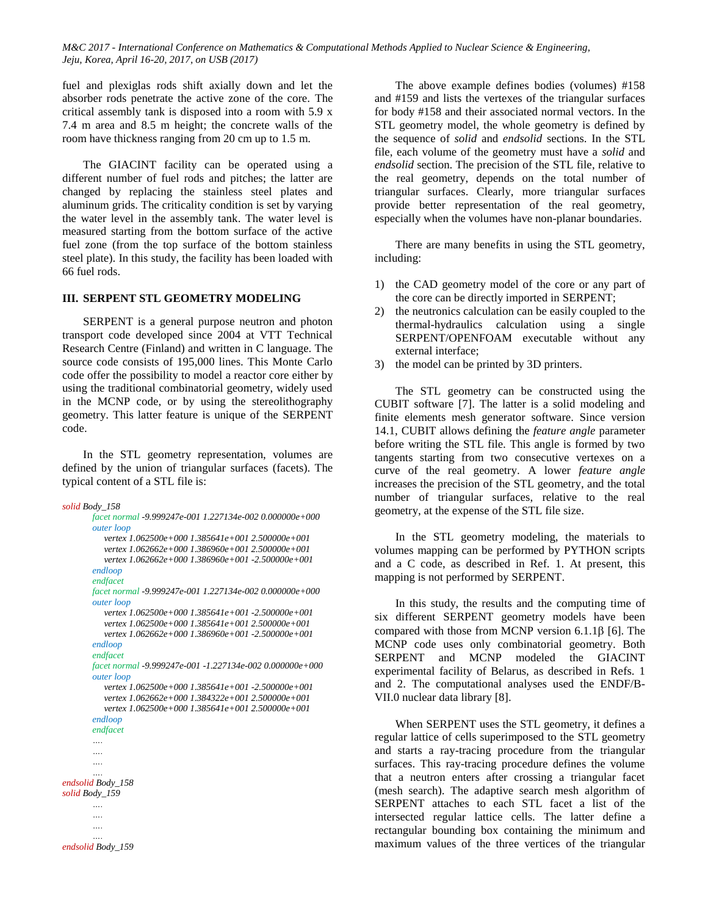fuel and plexiglas rods shift axially down and let the absorber rods penetrate the active zone of the core. The critical assembly tank is disposed into a room with 5.9 x 7.4 m area and 8.5 m height; the concrete walls of the room have thickness ranging from 20 cm up to 1.5 m.

The GIACINT facility can be operated using a different number of fuel rods and pitches; the latter are changed by replacing the stainless steel plates and aluminum grids. The criticality condition is set by varying the water level in the assembly tank. The water level is measured starting from the bottom surface of the active fuel zone (from the top surface of the bottom stainless steel plate). In this study, the facility has been loaded with 66 fuel rods.

## III. SERPENT STL GEOMETRY MODELING

SERPENT is a general purpose neutron and photon transport code developed since 2004 at VTT Technical Research Centre (Finland) and written in C language. The source code consists of 195,000 lines. This Monte Carlo code offer the possibility to model a reactor core either by using the traditional combinatorial geometry, widely used in the MCNP code, or by using the stereolithography geometry. This latter feature is unique of the SERPENT code.

In the STL geometry representation, volumes are defined by the union of triangular surfaces (facets). The typical content of a STL file is:

```
solid Body_158
        facet normal -9.999247e-001 1.227134e-002 0.000000e+000
        outer loop
            vertex 1.062500e+000 1.385641e+001 2.500000e+001
            vertex 1.062662e+000 1.386960e+001 2.500000e+001
            vertex 1.062662e+000 1.386960e+001 -2.500000e+001
        endloop
        endfacet
        facet normal -9.999247e-001 1.227134e-002 0.000000e+000
        outer loop
            vertex 1.062500e+000 1.385641e+001 -2.500000e+001
            vertex 1.062500e+000 1.385641e+001 2.500000e+001
            vertex 1.062662e+000 1.386960e+001 -2.500000e+001
        endloop
        endfacet
        facet normal -9.999247e-001 -1.227134e-002 0.000000e+000
        outer loop
            vertex 1.062500e+000 1.385641e+001 -2.500000e+001
            vertex 1.062662e+000 1.384322e+001 2.500000e+001
            vertex 1.062500e+000 1.385641e+001 2.500000e+001
        endloop
        endfacet
        ....
        ....
        ....
        ....
endsolid Body_158
solid Body_159
        ....
        ....
        ....
        ....
endsolid Body_159
```

The above example defines bodies (volumes) #158 and #159 and lists the vertexes of the triangular surfaces for body #158 and their associated normal vectors. In the STL geometry model, the whole geometry is defined by the sequence of *solid* and *endsolid* sections. In the STL file, each volume of the geometry must have a *solid* and *endsolid* section. The precision of the STL file, relative to the real geometry, depends on the total number of triangular surfaces. Clearly, more triangular surfaces provide better representation of the real geometry, especially when the volumes have non-planar boundaries.

There are many benefits in using the STL geometry, including:

1) the CAD geometry model of the core or any part of the core can be directly imported in SERPENT;
2) the neutronics calculation can be easily coupled to the thermal-hydraulics calculation using a single SERPENT/OPENFOAM executable without any external interface;
3) the model can be printed by 3D printers.

The STL geometry can be constructed using the CUBIT software [7]. The latter is a solid modeling and finite elements mesh generator software. Since version 14.1, CUBIT allows defining the *feature angle* parameter before writing the STL file. This angle is formed by two tangents starting from two consecutive vertexes on a curve of the real geometry. A lower *feature angle* increases the precision of the STL geometry, and the total number of triangular surfaces, relative to the real geometry, at the expense of the STL file size.

In the STL geometry modeling, the materials to volumes mapping can be performed by PYTHON scripts and a C code, as described in Ref. 1. At present, this mapping is not performed by SERPENT.

In this study, the results and the computing time of six different SERPENT geometry models have been compared with those from MCNP version 6.1.1β [6]. The MCNP code uses only combinatorial geometry. Both SERPENT and MCNP modeled the GIACINT experimental facility of Belarus, as described in Refs. 1 and 2. The computational analyses used the ENDF/B-VII.0 nuclear data library [8].

When SERPENT uses the STL geometry, it defines a regular lattice of cells superimposed to the STL geometry and starts a ray-tracing procedure from the triangular surfaces. This ray-tracing procedure defines the volume that a neutron enters after crossing a triangular facet (mesh search). The adaptive search mesh algorithm of SERPENT attaches to each STL facet a list of the intersected regular lattice cells. The latter define a rectangular bounding box containing the minimum and maximum values of the three vertices of the triangular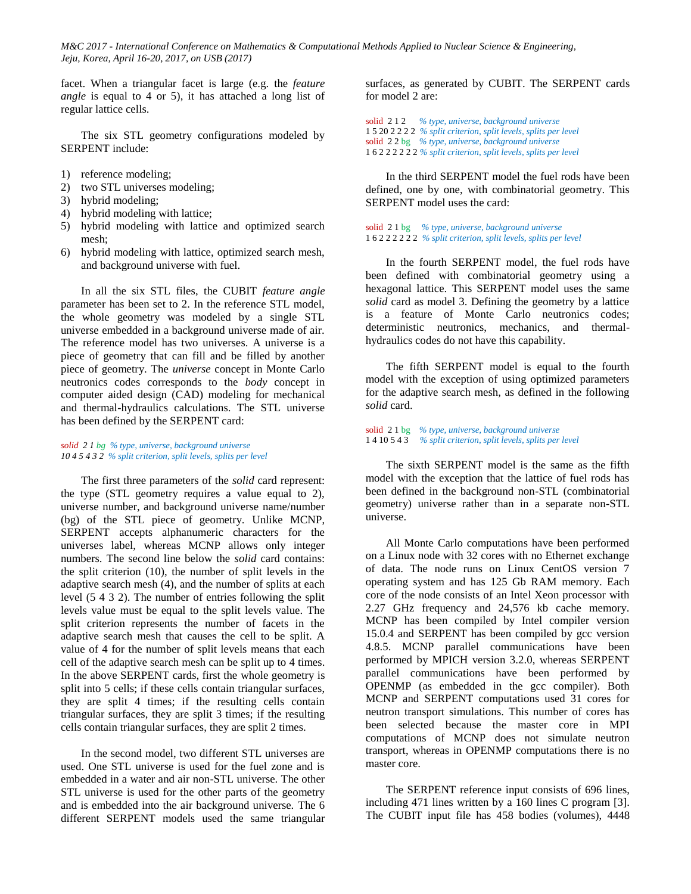facet. When a triangular facet is large (e.g. the *feature angle* is equal to 4 or 5), it has attached a long list of regular lattice cells.

The six STL geometry configurations modeled by SERPENT include:

1) reference modeling;
2) two STL universes modeling;
3) hybrid modeling;
4) hybrid modeling with lattice;
5) hybrid modeling with lattice and optimized search mesh;
6) hybrid modeling with lattice, optimized search mesh, and background universe with fuel.

In all the six STL files, the CUBIT *feature angle* parameter has been set to 2. In the reference STL model, the whole geometry was modeled by a single STL universe embedded in a background universe made of air. The reference model has two universes. A universe is a piece of geometry that can fill and be filled by another piece of geometry. The *universe* concept in Monte Carlo neutronics codes corresponds to the *body* concept in computer aided design (CAD) modeling for mechanical and thermal-hydraulics calculations. The STL universe has been defined by the SERPENT card:

```
solid  2 1 bg  % type, universe, background universe
10 4 5 4 3 2  % split criterion, split levels, splits per level
```

The first three parameters of the *solid* card represent: the type (STL geometry requires a value equal to 2), universe number, and background universe name/number (bg) of the STL piece of geometry. Unlike MCNP, SERPENT accepts alphanumeric characters for the universes label, whereas MCNP allows only integer numbers. The second line below the *solid* card contains: the split criterion (10), the number of split levels in the adaptive search mesh (4), and the number of splits at each level (5 4 3 2). The number of entries following the split levels value must be equal to the split levels value. The split criterion represents the number of facets in the adaptive search mesh that causes the cell to be split. A value of 4 for the number of split levels means that each cell of the adaptive search mesh can be split up to 4 times. In the above SERPENT cards, first the whole geometry is split into 5 cells; if these cells contain triangular surfaces, they are split 4 times; if the resulting cells contain triangular surfaces, they are split 3 times; if the resulting cells contain triangular surfaces, they are split 2 times.

In the second model, two different STL universes are used. One STL universe is used for the fuel zone and is embedded in a water and air non-STL universe. The other STL universe is used for the other parts of the geometry and is embedded into the air background universe. The 6 different SERPENT models used the same triangular surfaces, as generated by CUBIT. The SERPENT cards for model 2 are:

```
solid  2 1 2     % type, universe, background universe
1 5 20 2 2 2 2  % split criterion, split levels, splits per level
solid  2 2 bg    % type, universe, background universe
1 6 2 2 2 2 2 2 % split criterion, split levels, splits per level
```

In the third SERPENT model the fuel rods have been defined, one by one, with combinatorial geometry. This SERPENT model uses the card:

```
solid  2 1 bg    % type, universe, background universe
1 6 2 2 2 2 2 2  % split criterion, split levels, splits per level
```

In the fourth SERPENT model, the fuel rods have been defined with combinatorial geometry using a hexagonal lattice. This SERPENT model uses the same *solid* card as model 3. Defining the geometry by a lattice is a feature of Monte Carlo neutronics codes; deterministic neutronics, mechanics, and thermal-hydraulics codes do not have this capability.

The fifth SERPENT model is equal to the fourth model with the exception of using optimized parameters for the adaptive search mesh, as defined in the following *solid* card.

```
solid  2 1 bg   % type, universe, background universe
1 4 10 5 4 3    % split criterion, split levels, splits per level
```

The sixth SERPENT model is the same as the fifth model with the exception that the lattice of fuel rods has been defined in the background non-STL (combinatorial geometry) universe rather than in a separate non-STL universe.

All Monte Carlo computations have been performed on a Linux node with 32 cores with no Ethernet exchange of data. The node runs on Linux CentOS version 7 operating system and has 125 Gb RAM memory. Each core of the node consists of an Intel Xeon processor with 2.27 GHz frequency and 24,576 kb cache memory. MCNP has been compiled by Intel compiler version 15.0.4 and SERPENT has been compiled by gcc version 4.8.5. MCNP parallel communications have been performed by MPICH version 3.2.0, whereas SERPENT parallel communications have been performed by OPENMP (as embedded in the gcc compiler). Both MCNP and SERPENT computations used 31 cores for neutron transport simulations. This number of cores has been selected because the master core in MPI computations of MCNP does not simulate neutron transport, whereas in OPENMP computations there is no master core.

The SERPENT reference input consists of 696 lines, including 471 lines written by a 160 lines C program [3]. The CUBIT input file has 458 bodies (volumes), 4448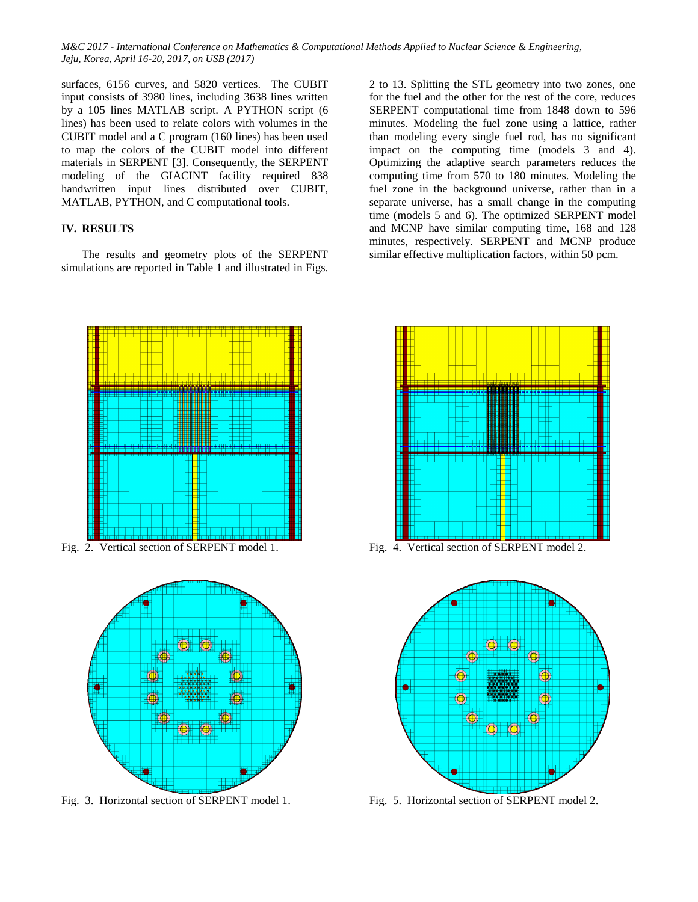surfaces, 6156 curves, and 5820 vertices. The CUBIT input consists of 3980 lines, including 3638 lines written by a 105 lines MATLAB script. A PYTHON script (6 lines) has been used to relate colors with volumes in the CUBIT model and a C program (160 lines) has been used to map the colors of the CUBIT model into different materials in SERPENT [3]. Consequently, the SERPENT modeling of the GIACINT facility required 838 handwritten input lines distributed over CUBIT, MATLAB, PYTHON, and C computational tools.

## IV. RESULTS

The results and geometry plots of the SERPENT simulations are reported in Table 1 and illustrated in Figs. 2 to 13. Splitting the STL geometry into two zones, one for the fuel and the other for the rest of the core, reduces SERPENT computational time from 1848 down to 596 minutes. Modeling the fuel zone using a lattice, rather than modeling every single fuel rod, has no significant impact on the computing time (models 3 and 4). Optimizing the adaptive search parameters reduces the computing time from 570 to 180 minutes. Modeling the fuel zone in the background universe, rather than in a separate universe, has a small change in the computing time (models 5 and 6). The optimized SERPENT model and MCNP have similar computing time, 168 and 128 minutes, respectively. SERPENT and MCNP produce similar effective multiplication factors, within 50 pcm.

Fig. 2. Vertical section of SERPENT model 1.

Fig. 3. Horizontal section of SERPENT model 1.

Fig. 4. Vertical section of SERPENT model 2.

Fig. 5. Horizontal section of SERPENT model 2.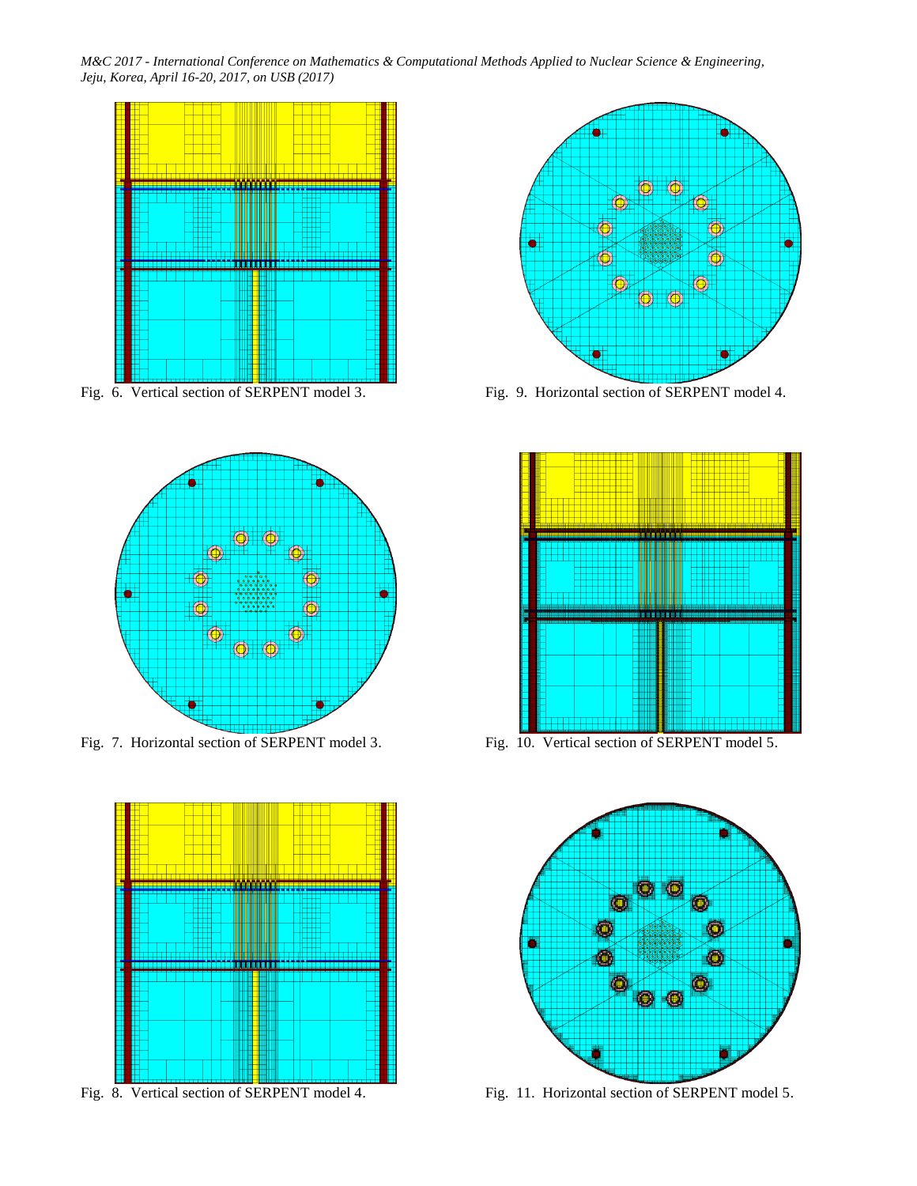Fig. 6. Vertical section of SERPENT model 3.

Fig. 9. Horizontal section of SERPENT model 4.

Fig. 7. Horizontal section of SERPENT model 3.

Fig. 10. Vertical section of SERPENT model 5.

Fig. 8. Vertical section of SERPENT model 4.

Fig. 11. Horizontal section of SERPENT model 5.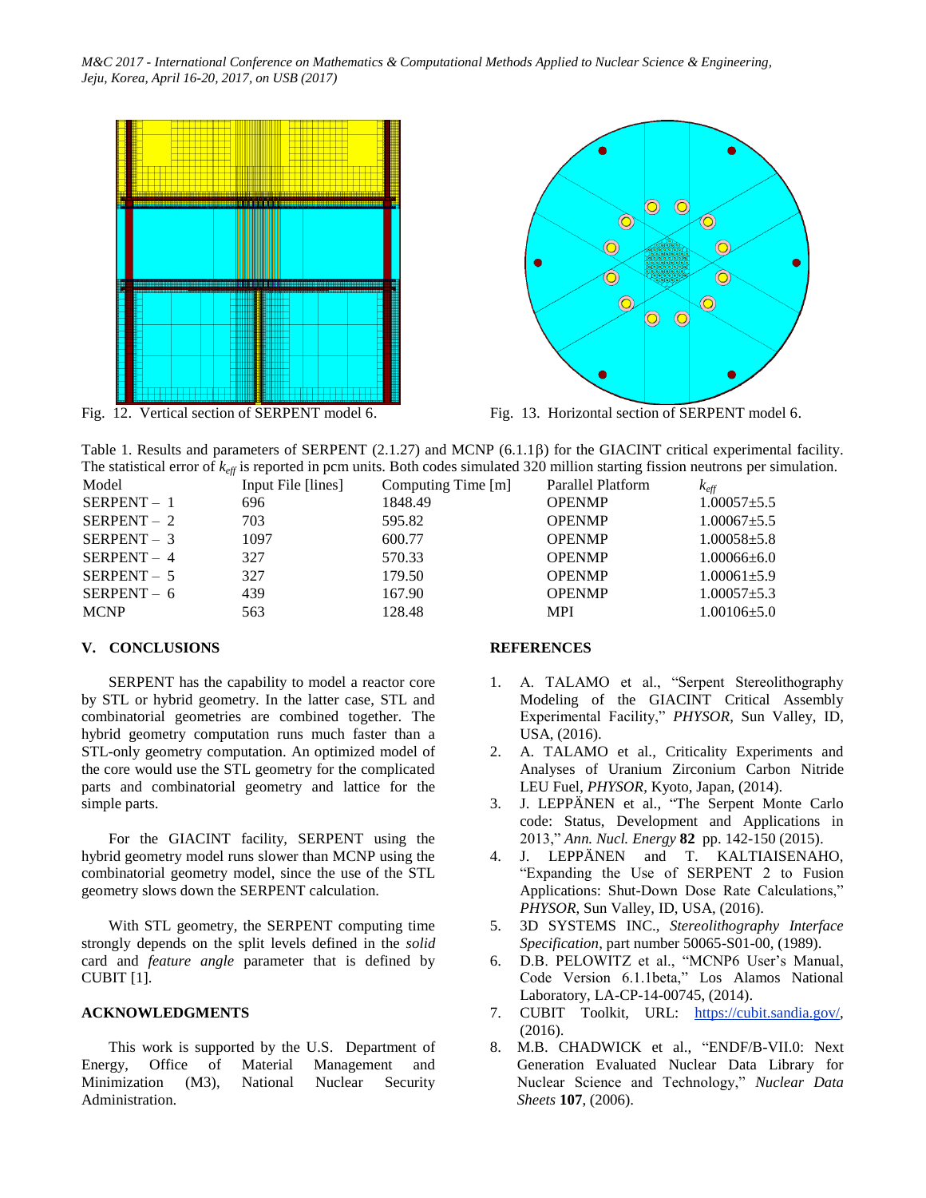Fig. 12. Vertical section of SERPENT model 6.

Fig. 13. Horizontal section of SERPENT model 6.

Table 1. Results and parameters of SERPENT (2.1.27) and MCNP (6.1.1β) for the GIACINT critical experimental facility. The statistical error of $k_{eff}$ is reported in pcm units. Both codes simulated 320 million starting fission neutrons per simulation.

| Model | Input File [lines] | Computing Time [m] | Parallel Platform | $k_{eff}$ |
|---|---|---|---|---|
| SERPENT – 1 | 696 | 1848.49 | OPENMP | 1.00057±5.5 |
| SERPENT – 2 | 703 | 595.82 | OPENMP | 1.00067±5.5 |
| SERPENT – 3 | 1097 | 600.77 | OPENMP | 1.00058±5.8 |
| SERPENT – 4 | 327 | 570.33 | OPENMP | 1.00066±6.0 |
| SERPENT – 5 | 327 | 179.50 | OPENMP | 1.00061±5.9 |
| SERPENT – 6 | 439 | 167.90 | OPENMP | 1.00057±5.3 |
| MCNP | 563 | 128.48 | MPI | 1.00106±5.0 |

## V. CONCLUSIONS

SERPENT has the capability to model a reactor core by STL or hybrid geometry. In the latter case, STL and combinatorial geometries are combined together. The hybrid geometry computation runs much faster than a STL-only geometry computation. An optimized model of the core would use the STL geometry for the complicated parts and combinatorial geometry and lattice for the simple parts.

For the GIACINT facility, SERPENT using the hybrid geometry model runs slower than MCNP using the combinatorial geometry model, since the use of the STL geometry slows down the SERPENT calculation.

With STL geometry, the SERPENT computing time strongly depends on the split levels defined in the *solid* card and *feature angle* parameter that is defined by CUBIT [1].

## ACKNOWLEDGMENTS

This work is supported by the U.S. Department of Energy, Office of Material Management and Minimization (M3), National Nuclear Security Administration.

## REFERENCES

1. A. TALAMO et al., "Serpent Stereolithography Modeling of the GIACINT Critical Assembly Experimental Facility," *PHYSOR*, Sun Valley, ID, USA, (2016).
2. A. TALAMO et al., Criticality Experiments and Analyses of Uranium Zirconium Carbon Nitride LEU Fuel, *PHYSOR*, Kyoto, Japan, (2014).
3. J. LEPPÄNEN et al., "The Serpent Monte Carlo code: Status, Development and Applications in 2013," *Ann. Nucl. Energy* **82** pp. 142-150 (2015).
4. J. LEPPÄNEN and T. KALTIAISENAHO, "Expanding the Use of SERPENT 2 to Fusion Applications: Shut-Down Dose Rate Calculations," *PHYSOR*, Sun Valley, ID, USA, (2016).
5. 3D SYSTEMS INC., *Stereolithography Interface Specification*, part number 50065-S01-00, (1989).
6. D.B. PELOWITZ et al., "MCNP6 User's Manual, Code Version 6.1.1beta," Los Alamos National Laboratory, LA-CP-14-00745, (2014).
7. CUBIT Toolkit, URL: https://cubit.sandia.gov/, (2016).
8. M.B. CHADWICK et al., "ENDF/B-VII.0: Next Generation Evaluated Nuclear Data Library for Nuclear Science and Technology," *Nuclear Data Sheets* **107**, (2006).